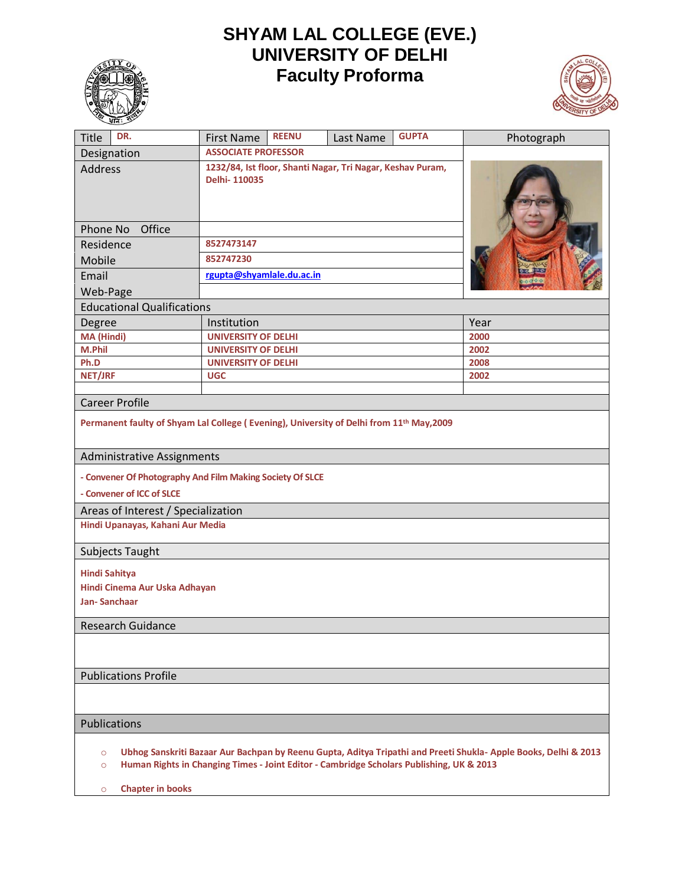# SHYAM LAL COLLEGE (EVE.)
# UNIVERSITY OF DELHI
## Faculty Proforma

| | | | | | |
|---|---|---|---|---|---|
| Title | DR. | First Name | REENU | Last Name | GUPTA |
| Designation | ASSOCIATE PROFESSOR | | | | |
| Address | 1232/84, Ist floor, Shanti Nagar, Tri Nagar, Keshav Puram, Delhi- 110035 | | | | |
| Phone No Office | | | | | |
| Residence | 8527473147 | | | | |
| Mobile | 852747230 | | | | |
| Email | rgupta@shyamlale.du.ac.in | | | | |
| Web-Page | | | | | |

Photograph

### Educational Qualifications

| Degree | Institution | Year |
|---|---|---|
| MA (Hindi) | UNIVERSITY OF DELHI | 2000 |
| M.Phil | UNIVERSITY OF DELHI | 2002 |
| Ph.D | UNIVERSITY OF DELHI | 2008 |
| NET/JRF | UGC | 2002 |
| | | |

### Career Profile

**Permanent faulty of Shyam Lal College ( Evening), University of Delhi from 11th May,2009**

### Administrative Assignments

- Convener Of Photography And Film Making Society Of SLCE
- Convener of ICC of SLCE

### Areas of Interest / Specialization

**Hindi Upanayas, Kahani Aur Media**

### Subjects Taught

**Hindi Sahitya**
**Hindi Cinema Aur Uska Adhayan**
**Jan- Sanchaar**

### Research Guidance

### Publications Profile

### Publications

- Ubhog Sanskriti Bazaar Aur Bachpan by Reenu Gupta, Aditya Tripathi and Preeti Shukla- Apple Books, Delhi & 2013
- Human Rights in Changing Times - Joint Editor - Cambridge Scholars Publishing, UK & 2013
- Chapter in books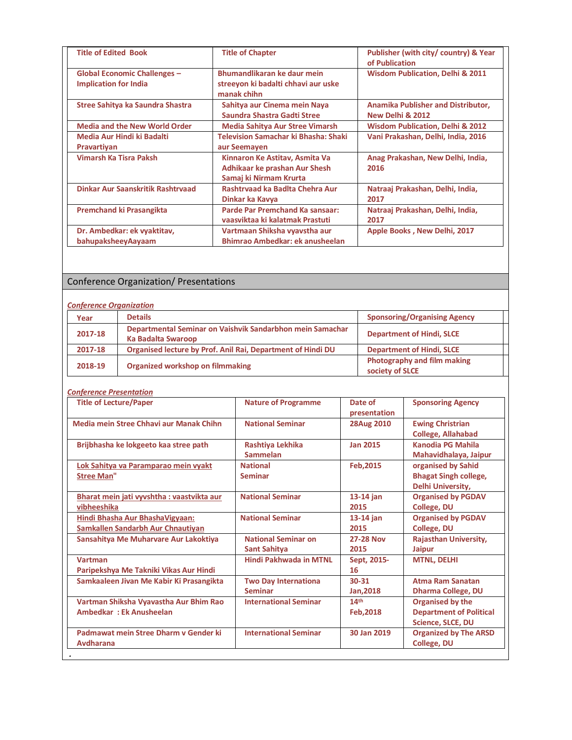| Title of Edited Book | Title of Chapter | Publisher (with city/ country) & Year of Publication |
|---|---|---|
| Global Economic Challenges – Implication for India | Bhumandlikaran ke daur mein streeyon ki badalti chhavi aur uske manak chihn | Wisdom Publication, Delhi & 2011 |
| Stree Sahitya ka Saundra Shastra | Sahitya aur Cinema mein Naya Saundra Shastra Gadti Stree | Anamika Publisher and Distributor, New Delhi & 2012 |
| Media and the New World Order | Media Sahitya Aur Stree Vimarsh | Wisdom Publication, Delhi & 2012 |
| Media Aur Hindi ki Badalti Pravartiyan | Television Samachar ki Bhasha: Shaki aur Seemayen | Vani Prakashan, Delhi, India, 2016 |
| Vimarsh Ka Tisra Paksh | Kinnaron Ke Astitav, Asmita Va Adhikaar ke prashan Aur Shesh Samaj ki Nirmam Krurta | Anag Prakashan, New Delhi, India, 2016 |
| Dinkar Aur Saanskritik Rashtrvaad | Rashtrvaad ka Badlta Chehra Aur Dinkar ka Kavya | Natraaj Prakashan, Delhi, India, 2017 |
| Premchand ki Prasangikta | Parde Par Premchand Ka sansaar: vaasviktaa ki kalatmak Prastuti | Natraaj Prakashan, Delhi, India, 2017 |
| Dr. Ambedkar: ek vyaktitav, bahupaksheeyAayaam | Vartmaan Shiksha vyavstha aur Bhimrao Ambedkar: ek anusheelan | Apple Books , New Delhi, 2017 |

## Conference Organization/ Presentations

***Conference Organization***

| Year | Details | Sponsoring/Organising Agency |
|---|---|---|
| 2017-18 | Departmental Seminar on Vaishvik Sandarbhon mein Samachar Ka Badalta Swaroop | Department of Hindi, SLCE |
| 2017-18 | Organised lecture by Prof. Anil Rai, Department of Hindi DU | Department of Hindi, SLCE |
| 2018-19 | Organized workshop on filmmaking | Photography and film making society of SLCE |

***Conference Presentation***

| Title of Lecture/Paper | Nature of Programme | Date of presentation | Sponsoring Agency |
|---|---|---|---|
| Media mein Stree Chhavi aur Manak Chihn | National Seminar | 28Aug 2010 | Ewing Christian College, Allahabad |
| Brijbhasha ke lokgeeto kaa stree path | Rashtiya Lekhika Sammelan | Jan 2015 | Kanodia PG Mahila Mahavidhalaya, Jaipur |
| Lok Sahitya va Paramparao mein vyakt Stree Man" | National Seminar | Feb,2015 | organised by Sahid Bhagat Singh college, Delhi University, |
| Bharat mein jati vyvshtha : vaastvikta aur vibheeshika | National Seminar | 13-14 jan 2015 | Organised by PGDAV College, DU |
| Hindi Bhasha Aur BhashaVigyaan: Samkallen Sandarbh Aur Chnautiyan | National Seminar | 13-14 jan 2015 | Organised by PGDAV College, DU |
| Sansahitya Me Muharave Aur Lakoktiya | National Seminar on Sant Sahitya | 27-28 Nov 2015 | Rajasthan University, Jaipur |
| Vartman Paripekshya Me Takniki Vikas Aur Hindi | Hindi Pakhwada in MTNL | Sept, 2015-16 | MTNL, DELHI |
| Samkaaleen Jivan Me Kabir Ki Prasangikta | Two Day Internationa Seminar | 30-31 Jan,2018 | Atma Ram Sanatan Dharma College, DU |
| Vartman Shiksha Vyavastha Aur Bhim Rao Ambedkar : Ek Anusheelan | International Seminar | 14th Feb,2018 | Organised by the Department of Political Science, SLCE, DU |
| Padmawat mein Stree Dharm v Gender ki Avdharana | International Seminar | 30 Jan 2019 | Organized by The ARSD College, DU |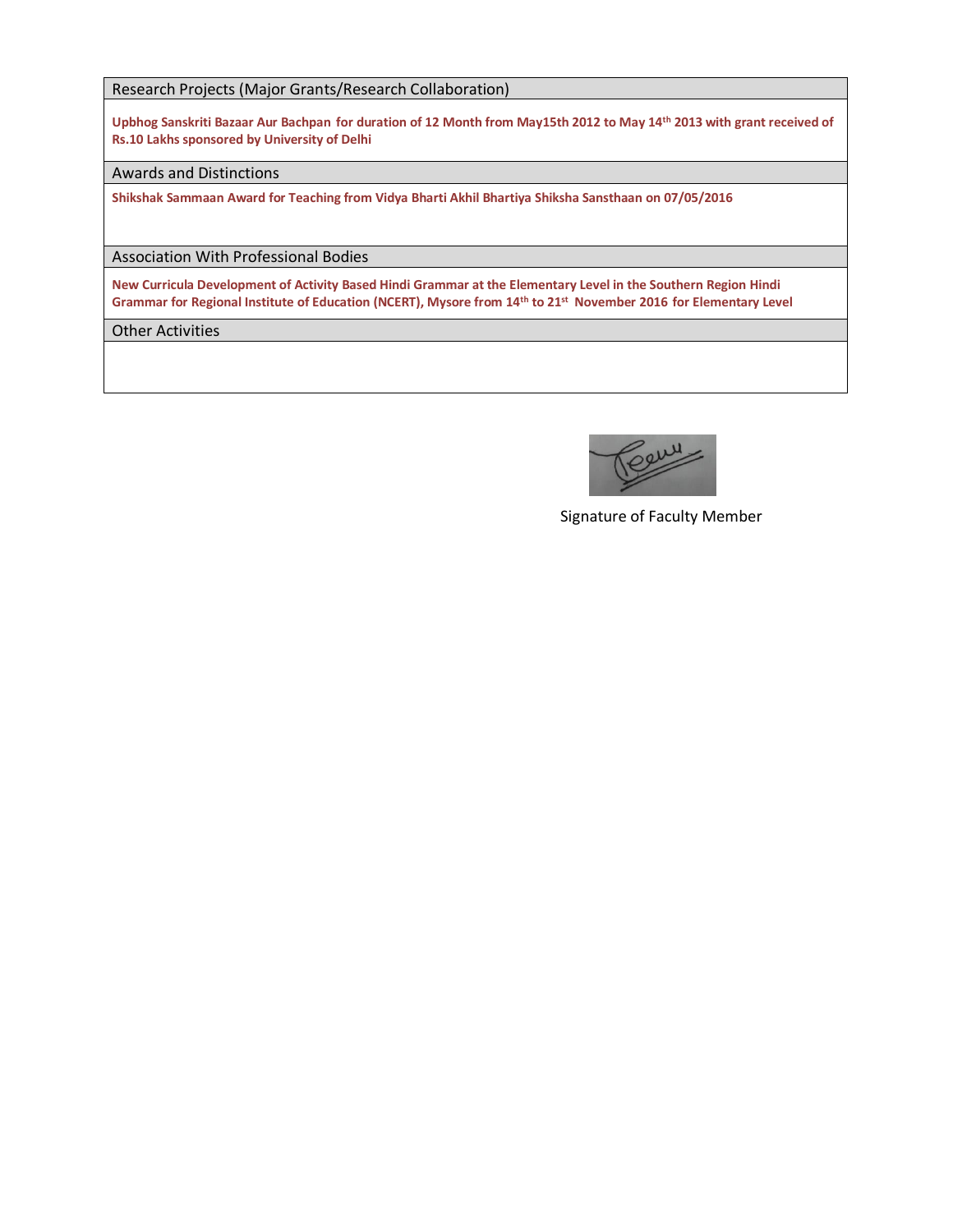## Research Projects (Major Grants/Research Collaboration)

**Upbhog Sanskriti Bazaar Aur Bachpan for duration of 12 Month from May15th 2012 to May 14th 2013 with grant received of Rs.10 Lakhs sponsored by University of Delhi**

## Awards and Distinctions

**Shikshak Sammaan Award for Teaching from Vidya Bharti Akhil Bhartiya Shiksha Sansthaan on 07/05/2016**

## Association With Professional Bodies

**New Curricula Development of Activity Based Hindi Grammar at the Elementary Level in the Southern Region Hindi Grammar for Regional Institute of Education (NCERT), Mysore from 14th to 21st November 2016 for Elementary Level**

## Other Activities

Signature of Faculty Member